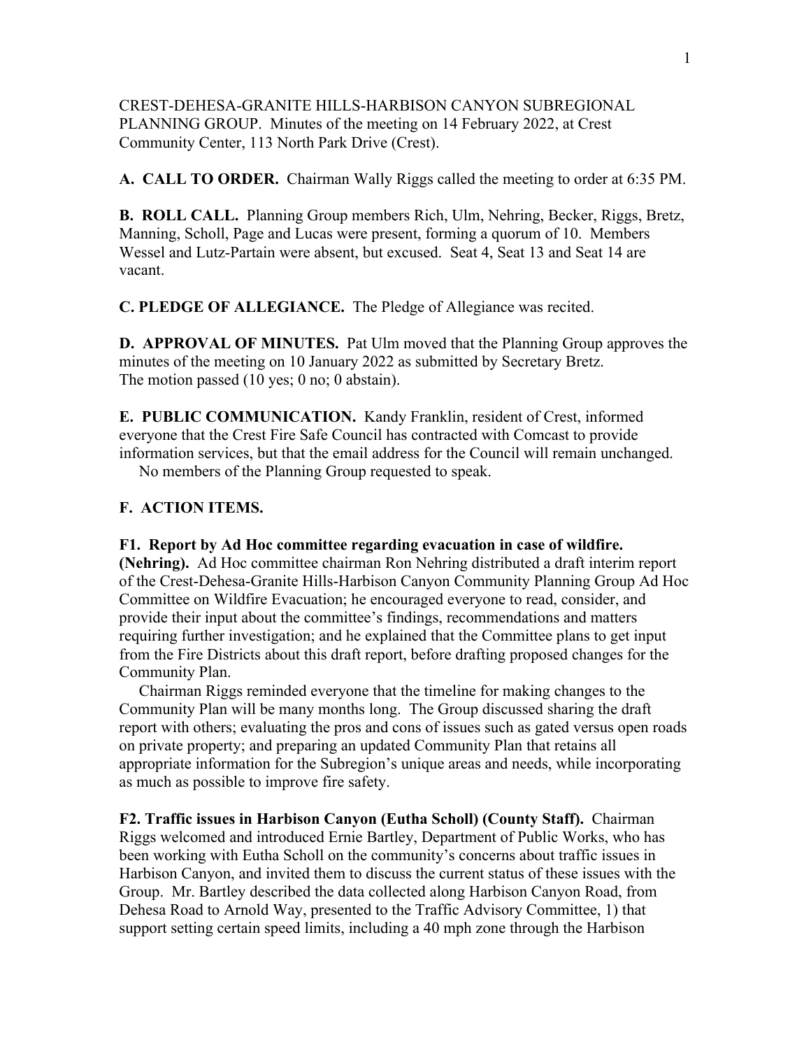CREST-DEHESA-GRANITE HILLS-HARBISON CANYON SUBREGIONAL PLANNING GROUP. Minutes of the meeting on 14 February 2022, at Crest Community Center, 113 North Park Drive (Crest).

**A. CALL TO ORDER.** Chairman Wally Riggs called the meeting to order at 6:35 PM.

**B. ROLL CALL.** Planning Group members Rich, Ulm, Nehring, Becker, Riggs, Bretz, Manning, Scholl, Page and Lucas were present, forming a quorum of 10. Members Wessel and Lutz-Partain were absent, but excused. Seat 4, Seat 13 and Seat 14 are vacant.

**C. PLEDGE OF ALLEGIANCE.** The Pledge of Allegiance was recited.

**D. APPROVAL OF MINUTES.** Pat Ulm moved that the Planning Group approves the minutes of the meeting on 10 January 2022 as submitted by Secretary Bretz. The motion passed (10 yes; 0 no; 0 abstain).

**E. PUBLIC COMMUNICATION.** Kandy Franklin, resident of Crest, informed everyone that the Crest Fire Safe Council has contracted with Comcast to provide information services, but that the email address for the Council will remain unchanged.

No members of the Planning Group requested to speak.

**F. ACTION ITEMS.**

**F1. Report by Ad Hoc committee regarding evacuation in case of wildfire. (Nehring).** Ad Hoc committee chairman Ron Nehring distributed a draft interim report of the Crest-Dehesa-Granite Hills-Harbison Canyon Community Planning Group Ad Hoc Committee on Wildfire Evacuation; he encouraged everyone to read, consider, and provide their input about the committee's findings, recommendations and matters requiring further investigation; and he explained that the Committee plans to get input from the Fire Districts about this draft report, before drafting proposed changes for the Community Plan.

Chairman Riggs reminded everyone that the timeline for making changes to the Community Plan will be many months long. The Group discussed sharing the draft report with others; evaluating the pros and cons of issues such as gated versus open roads on private property; and preparing an updated Community Plan that retains all appropriate information for the Subregion's unique areas and needs, while incorporating as much as possible to improve fire safety.

**F2. Traffic issues in Harbison Canyon (Eutha Scholl) (County Staff).** Chairman Riggs welcomed and introduced Ernie Bartley, Department of Public Works, who has been working with Eutha Scholl on the community's concerns about traffic issues in Harbison Canyon, and invited them to discuss the current status of these issues with the Group. Mr. Bartley described the data collected along Harbison Canyon Road, from Dehesa Road to Arnold Way, presented to the Traffic Advisory Committee, 1) that support setting certain speed limits, including a 40 mph zone through the Harbison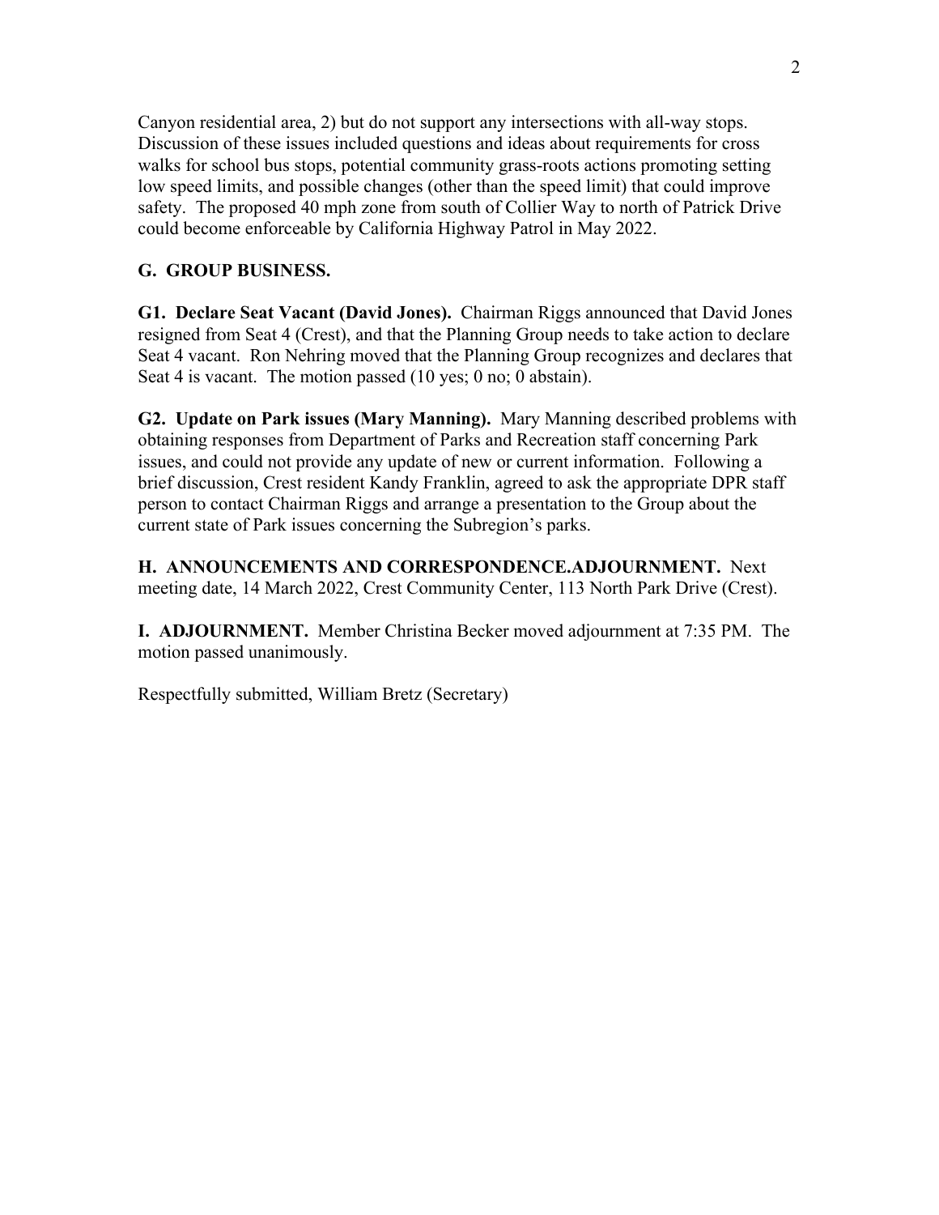Canyon residential area, 2) but do not support any intersections with all-way stops. Discussion of these issues included questions and ideas about requirements for cross walks for school bus stops, potential community grass-roots actions promoting setting low speed limits, and possible changes (other than the speed limit) that could improve safety. The proposed 40 mph zone from south of Collier Way to north of Patrick Drive could become enforceable by California Highway Patrol in May 2022.

**G. GROUP BUSINESS.**

**G1. Declare Seat Vacant (David Jones).** Chairman Riggs announced that David Jones resigned from Seat 4 (Crest), and that the Planning Group needs to take action to declare Seat 4 vacant. Ron Nehring moved that the Planning Group recognizes and declares that Seat 4 is vacant. The motion passed (10 yes; 0 no; 0 abstain).

**G2. Update on Park issues (Mary Manning).** Mary Manning described problems with obtaining responses from Department of Parks and Recreation staff concerning Park issues, and could not provide any update of new or current information. Following a brief discussion, Crest resident Kandy Franklin, agreed to ask the appropriate DPR staff person to contact Chairman Riggs and arrange a presentation to the Group about the current state of Park issues concerning the Subregion's parks.

**H. ANNOUNCEMENTS AND CORRESPONDENCE.ADJOURNMENT.** Next meeting date, 14 March 2022, Crest Community Center, 113 North Park Drive (Crest).

**I. ADJOURNMENT.** Member Christina Becker moved adjournment at 7:35 PM. The motion passed unanimously.

Respectfully submitted, William Bretz (Secretary)